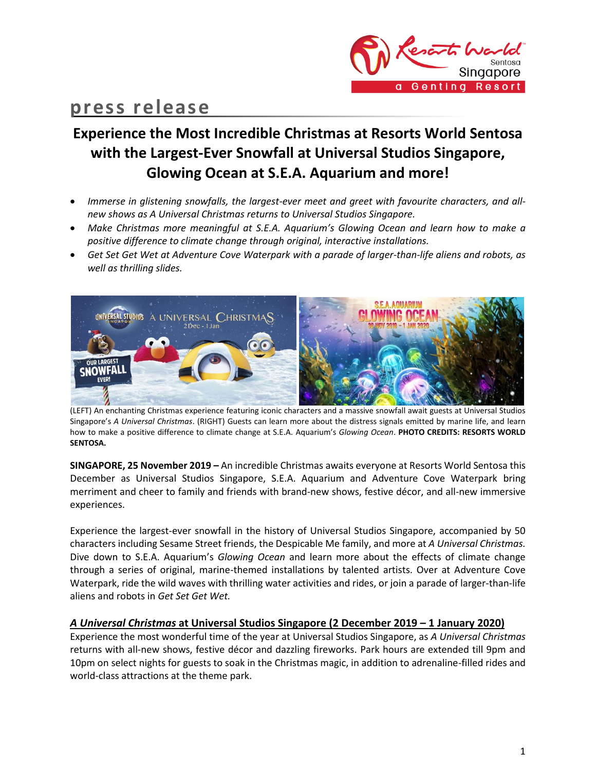press release

# Experience the Most Incredible Christmas at Resorts World Sentosa with the Largest-Ever Snowfall at Universal Studios Singapore, Glowing Ocean at S.E.A. Aquarium and more!

- *Immerse in glistening snowfalls, the largest-ever meet and greet with favourite characters, and all-new shows as A Universal Christmas returns to Universal Studios Singapore.*
- *Make Christmas more meaningful at S.E.A. Aquarium's Glowing Ocean and learn how to make a positive difference to climate change through original, interactive installations.*
- *Get Set Get Wet at Adventure Cove Waterpark with a parade of larger-than-life aliens and robots, as well as thrilling slides.*

(LEFT) An enchanting Christmas experience featuring iconic characters and a massive snowfall await guests at Universal Studios Singapore's *A Universal Christmas*. (RIGHT) Guests can learn more about the distress signals emitted by marine life, and learn how to make a positive difference to climate change at S.E.A. Aquarium's *Glowing Ocean*. **PHOTO CREDITS: RESORTS WORLD SENTOSA.**

**SINGAPORE, 25 November 2019 –** An incredible Christmas awaits everyone at Resorts World Sentosa this December as Universal Studios Singapore, S.E.A. Aquarium and Adventure Cove Waterpark bring merriment and cheer to family and friends with brand-new shows, festive décor, and all-new immersive experiences.

Experience the largest-ever snowfall in the history of Universal Studios Singapore, accompanied by 50 characters including Sesame Street friends, the Despicable Me family, and more at *A Universal Christmas.* Dive down to S.E.A. Aquarium's *Glowing Ocean* and learn more about the effects of climate change through a series of original, marine-themed installations by talented artists. Over at Adventure Cove Waterpark, ride the wild waves with thrilling water activities and rides, or join a parade of larger-than-life aliens and robots in *Get Set Get Wet.*

## ***A Universal Christmas* at Universal Studios Singapore (2 December 2019 – 1 January 2020)**

Experience the most wonderful time of the year at Universal Studios Singapore, as *A Universal Christmas* returns with all-new shows, festive décor and dazzling fireworks. Park hours are extended till 9pm and 10pm on select nights for guests to soak in the Christmas magic, in addition to adrenaline-filled rides and world-class attractions at the theme park.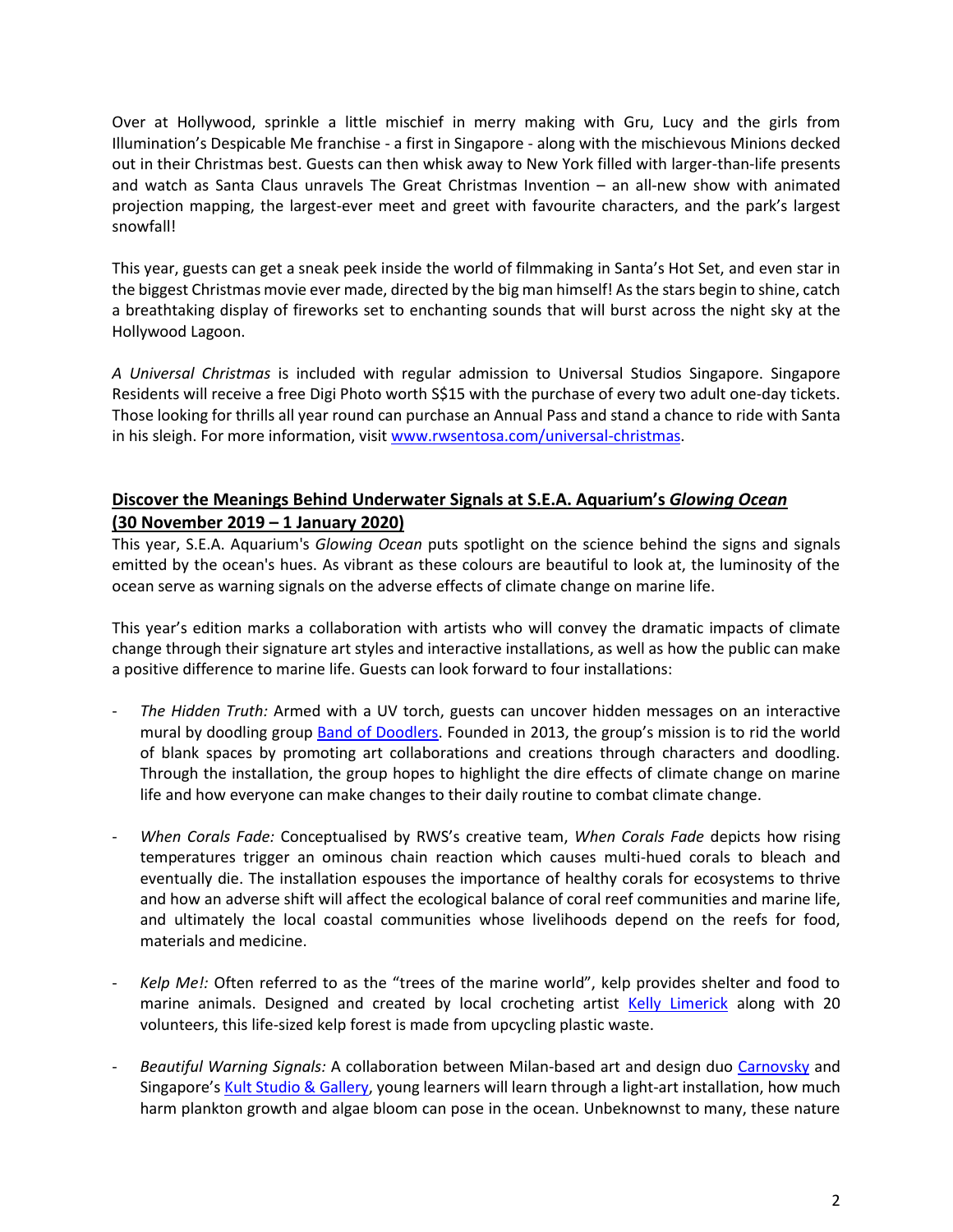Over at Hollywood, sprinkle a little mischief in merry making with Gru, Lucy and the girls from Illumination's Despicable Me franchise - a first in Singapore - along with the mischievous Minions decked out in their Christmas best. Guests can then whisk away to New York filled with larger-than-life presents and watch as Santa Claus unravels The Great Christmas Invention – an all-new show with animated projection mapping, the largest-ever meet and greet with favourite characters, and the park's largest snowfall!

This year, guests can get a sneak peek inside the world of filmmaking in Santa's Hot Set, and even star in the biggest Christmas movie ever made, directed by the big man himself! As the stars begin to shine, catch a breathtaking display of fireworks set to enchanting sounds that will burst across the night sky at the Hollywood Lagoon.

*A Universal Christmas* is included with regular admission to Universal Studios Singapore. Singapore Residents will receive a free Digi Photo worth S$15 with the purchase of every two adult one-day tickets. Those looking for thrills all year round can purchase an Annual Pass and stand a chance to ride with Santa in his sleigh. For more information, visit [www.rwsentosa.com/universal-christmas](www.rwsentosa.com/universal-christmas).

**Discover the Meanings Behind Underwater Signals at S.E.A. Aquarium's *Glowing Ocean* (30 November 2019 – 1 January 2020)**

This year, S.E.A. Aquarium's *Glowing Ocean* puts spotlight on the science behind the signs and signals emitted by the ocean's hues. As vibrant as these colours are beautiful to look at, the luminosity of the ocean serve as warning signals on the adverse effects of climate change on marine life.

This year's edition marks a collaboration with artists who will convey the dramatic impacts of climate change through their signature art styles and interactive installations, as well as how the public can make a positive difference to marine life. Guests can look forward to four installations:

- *The Hidden Truth:* Armed with a UV torch, guests can uncover hidden messages on an interactive mural by doodling group Band of Doodlers. Founded in 2013, the group's mission is to rid the world of blank spaces by promoting art collaborations and creations through characters and doodling. Through the installation, the group hopes to highlight the dire effects of climate change on marine life and how everyone can make changes to their daily routine to combat climate change.

- *When Corals Fade:* Conceptualised by RWS's creative team, *When Corals Fade* depicts how rising temperatures trigger an ominous chain reaction which causes multi-hued corals to bleach and eventually die. The installation espouses the importance of healthy corals for ecosystems to thrive and how an adverse shift will affect the ecological balance of coral reef communities and marine life, and ultimately the local coastal communities whose livelihoods depend on the reefs for food, materials and medicine.

- *Kelp Me!:* Often referred to as the "trees of the marine world", kelp provides shelter and food to marine animals. Designed and created by local crocheting artist Kelly Limerick along with 20 volunteers, this life-sized kelp forest is made from upcycling plastic waste.

- *Beautiful Warning Signals:* A collaboration between Milan-based art and design duo Carnovsky and Singapore's Kult Studio & Gallery, young learners will learn through a light-art installation, how much harm plankton growth and algae bloom can pose in the ocean. Unbeknownst to many, these nature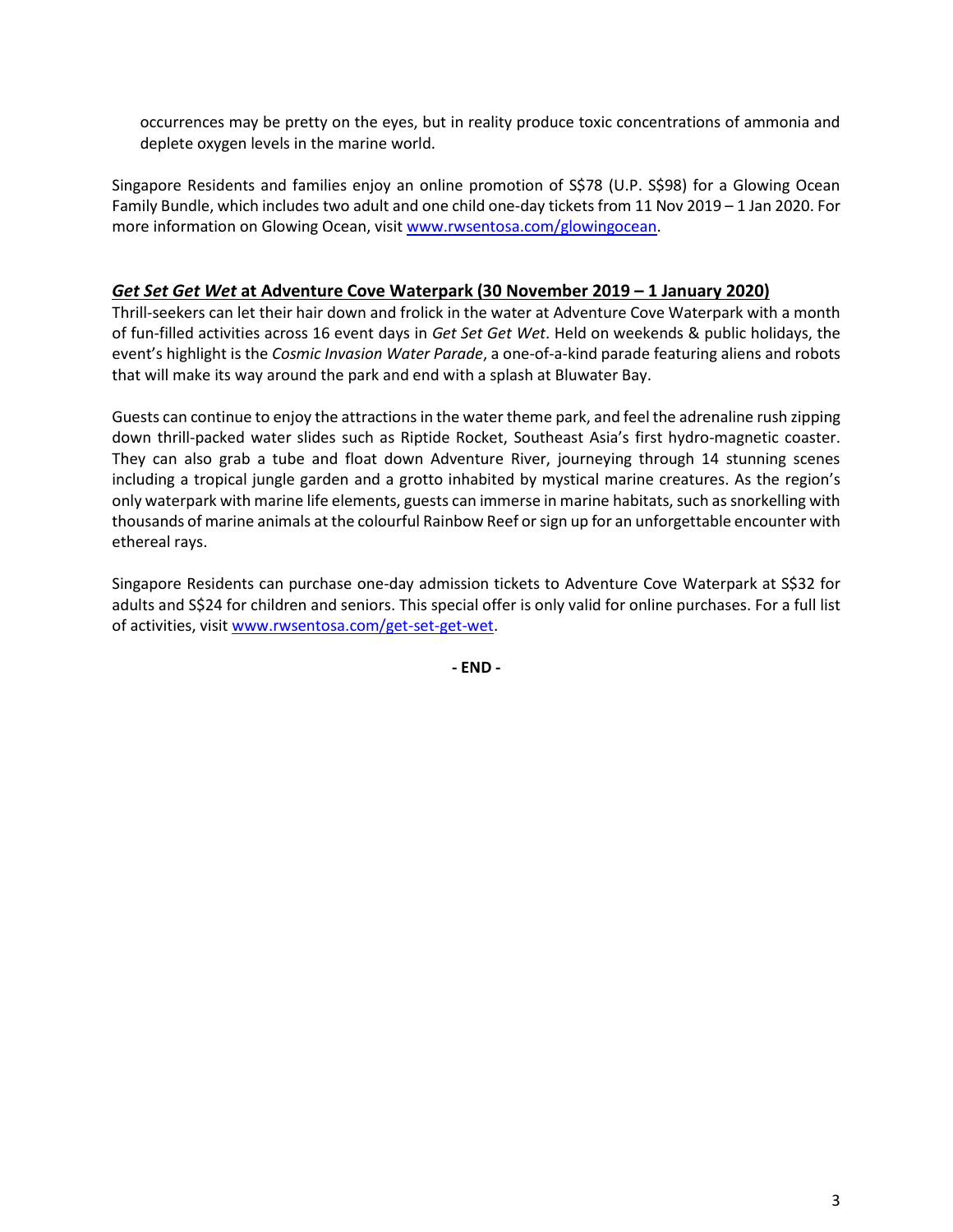occurrences may be pretty on the eyes, but in reality produce toxic concentrations of ammonia and deplete oxygen levels in the marine world.

Singapore Residents and families enjoy an online promotion of S$78 (U.P. S$98) for a Glowing Ocean Family Bundle, which includes two adult and one child one-day tickets from 11 Nov 2019 – 1 Jan 2020. For more information on Glowing Ocean, visit [www.rwsentosa.com/glowingocean](www.rwsentosa.com/glowingocean).

## ***Get Set Get Wet* at Adventure Cove Waterpark (30 November 2019 – 1 January 2020)**

Thrill-seekers can let their hair down and frolick in the water at Adventure Cove Waterpark with a month of fun-filled activities across 16 event days in *Get Set Get Wet*. Held on weekends & public holidays, the event's highlight is the *Cosmic Invasion Water Parade*, a one-of-a-kind parade featuring aliens and robots that will make its way around the park and end with a splash at Bluwater Bay.

Guests can continue to enjoy the attractions in the water theme park, and feel the adrenaline rush zipping down thrill-packed water slides such as Riptide Rocket, Southeast Asia's first hydro-magnetic coaster. They can also grab a tube and float down Adventure River, journeying through 14 stunning scenes including a tropical jungle garden and a grotto inhabited by mystical marine creatures. As the region's only waterpark with marine life elements, guests can immerse in marine habitats, such as snorkelling with thousands of marine animals at the colourful Rainbow Reef or sign up for an unforgettable encounter with ethereal rays.

Singapore Residents can purchase one-day admission tickets to Adventure Cove Waterpark at S$32 for adults and S$24 for children and seniors. This special offer is only valid for online purchases. For a full list of activities, visit [www.rwsentosa.com/get-set-get-wet](www.rwsentosa.com/get-set-get-wet).

**- END -**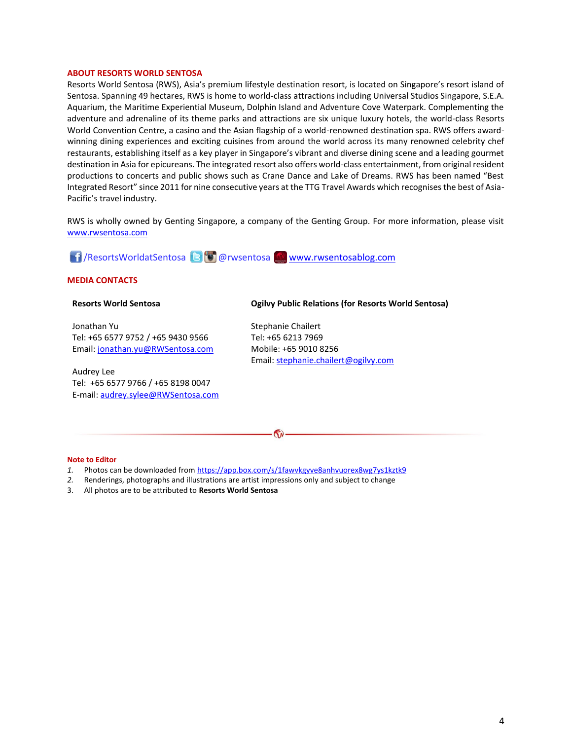## ABOUT RESORTS WORLD SENTOSA

Resorts World Sentosa (RWS), Asia's premium lifestyle destination resort, is located on Singapore's resort island of Sentosa. Spanning 49 hectares, RWS is home to world-class attractions including Universal Studios Singapore, S.E.A. Aquarium, the Maritime Experiential Museum, Dolphin Island and Adventure Cove Waterpark. Complementing the adventure and adrenaline of its theme parks and attractions are six unique luxury hotels, the world-class Resorts World Convention Centre, a casino and the Asian flagship of a world-renowned destination spa. RWS offers award-winning dining experiences and exciting cuisines from around the world across its many renowned celebrity chef restaurants, establishing itself as a key player in Singapore's vibrant and diverse dining scene and a leading gourmet destination in Asia for epicureans. The integrated resort also offers world-class entertainment, from original resident productions to concerts and public shows such as Crane Dance and Lake of Dreams. RWS has been named "Best Integrated Resort" since 2011 for nine consecutive years at the TTG Travel Awards which recognises the best of Asia-Pacific's travel industry.

RWS is wholly owned by Genting Singapore, a company of the Genting Group. For more information, please visit www.rwsentosa.com

/ResortsWorldatSentosa @rwsentosa www.rwsentosablog.com

## MEDIA CONTACTS

**Resorts World Sentosa**

Jonathan Yu
Tel: +65 6577 9752 / +65 9430 9566
Email: jonathan.yu@RWSentosa.com

Audrey Lee
Tel: +65 6577 9766 / +65 8198 0047
E-mail: audrey.sylee@RWSentosa.com

**Ogilvy Public Relations (for Resorts World Sentosa)**

Stephanie Chailert
Tel: +65 6213 7969
Mobile: +65 9010 8256
Email: stephanie.chailert@ogilvy.com

---

**Note to Editor**

1. Photos can be downloaded from https://app.box.com/s/1fawvkgyve8anhvuorex8wg7ys1kztk9
2. Renderings, photographs and illustrations are artist impressions only and subject to change
3. All photos are to be attributed to **Resorts World Sentosa**